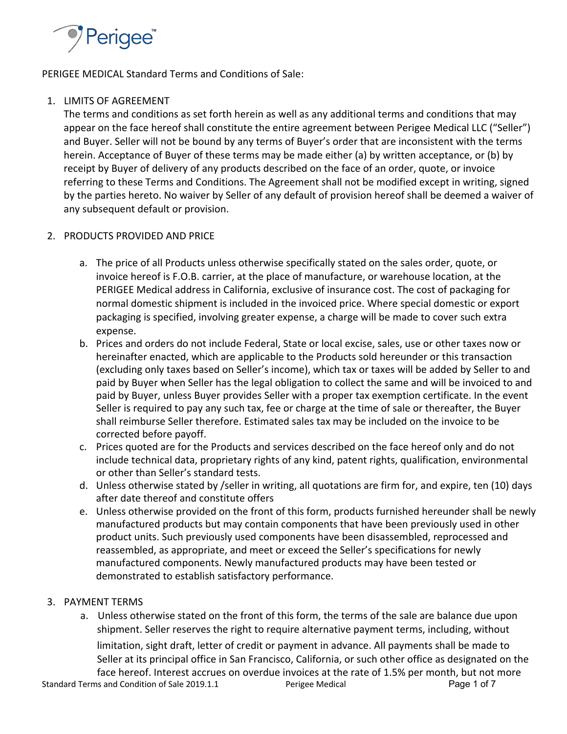PERIGEE MEDICAL Standard Terms and Conditions of Sale:

1. LIMITS OF AGREEMENT

   The terms and conditions as set forth herein as well as any additional terms and conditions that may appear on the face hereof shall constitute the entire agreement between Perigee Medical LLC ("Seller") and Buyer. Seller will not be bound by any terms of Buyer's order that are inconsistent with the terms herein. Acceptance of Buyer of these terms may be made either (a) by written acceptance, or (b) by receipt by Buyer of delivery of any products described on the face of an order, quote, or invoice referring to these Terms and Conditions. The Agreement shall not be modified except in writing, signed by the parties hereto. No waiver by Seller of any default of provision hereof shall be deemed a waiver of any subsequent default or provision.

2. PRODUCTS PROVIDED AND PRICE

   a. The price of all Products unless otherwise specifically stated on the sales order, quote, or invoice hereof is F.O.B. carrier, at the place of manufacture, or warehouse location, at the PERIGEE Medical address in California, exclusive of insurance cost. The cost of packaging for normal domestic shipment is included in the invoiced price. Where special domestic or export packaging is specified, involving greater expense, a charge will be made to cover such extra expense.
   b. Prices and orders do not include Federal, State or local excise, sales, use or other taxes now or hereinafter enacted, which are applicable to the Products sold hereunder or this transaction (excluding only taxes based on Seller's income), which tax or taxes will be added by Seller to and paid by Buyer when Seller has the legal obligation to collect the same and will be invoiced to and paid by Buyer, unless Buyer provides Seller with a proper tax exemption certificate. In the event Seller is required to pay any such tax, fee or charge at the time of sale or thereafter, the Buyer shall reimburse Seller therefore. Estimated sales tax may be included on the invoice to be corrected before payoff.
   c. Prices quoted are for the Products and services described on the face hereof only and do not include technical data, proprietary rights of any kind, patent rights, qualification, environmental or other than Seller's standard tests.
   d. Unless otherwise stated by /seller in writing, all quotations are firm for, and expire, ten (10) days after date thereof and constitute offers
   e. Unless otherwise provided on the front of this form, products furnished hereunder shall be newly manufactured products but may contain components that have been previously used in other product units. Such previously used components have been disassembled, reprocessed and reassembled, as appropriate, and meet or exceed the Seller's specifications for newly manufactured components. Newly manufactured products may have been tested or demonstrated to establish satisfactory performance.

3. PAYMENT TERMS

   a. Unless otherwise stated on the front of this form, the terms of the sale are balance due upon shipment. Seller reserves the right to require alternative payment terms, including, without limitation, sight draft, letter of credit or payment in advance. All payments shall be made to Seller at its principal office in San Francisco, California, or such other office as designated on the face hereof. Interest accrues on overdue invoices at the rate of 1.5% per month, but not more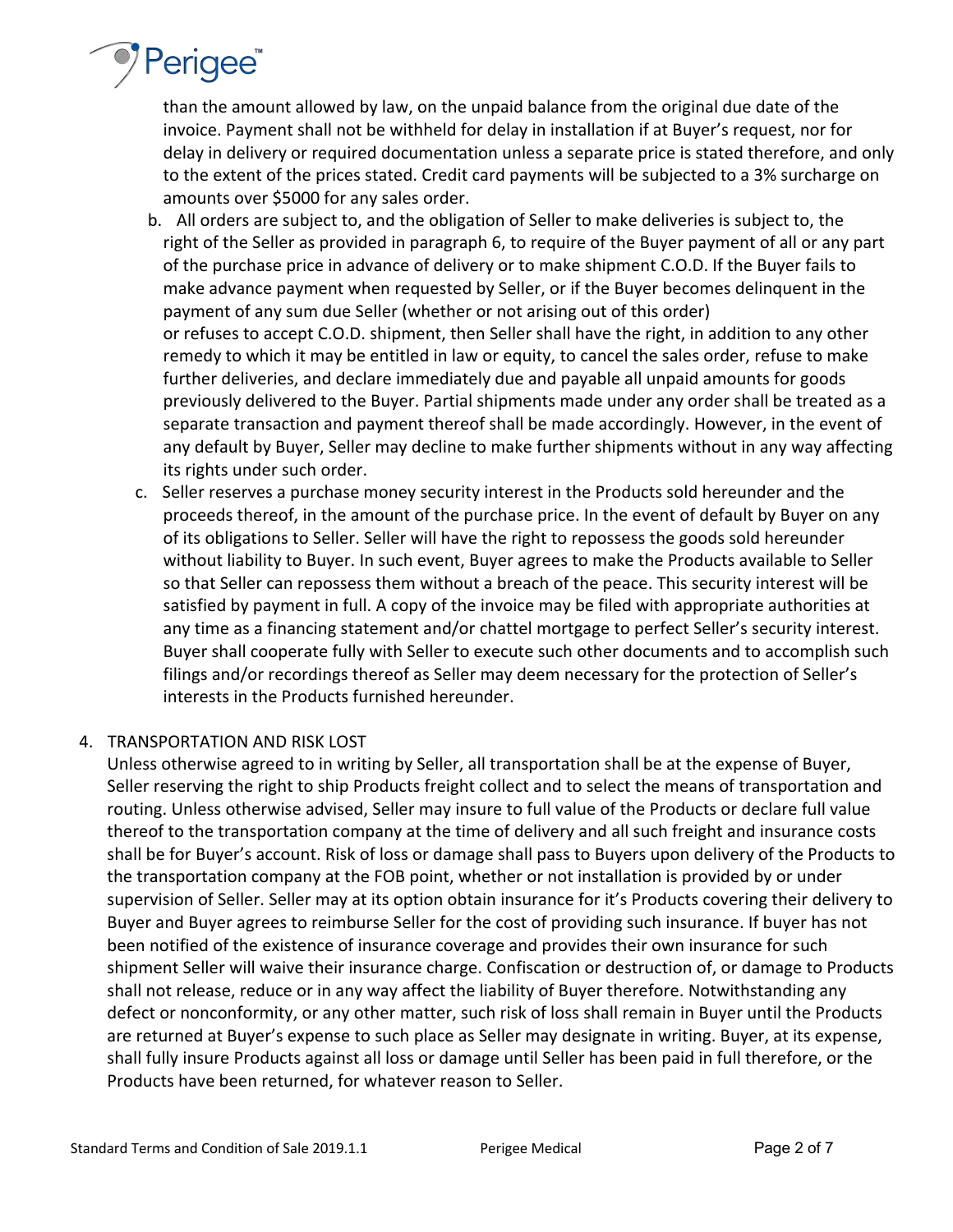than the amount allowed by law, on the unpaid balance from the original due date of the invoice. Payment shall not be withheld for delay in installation if at Buyer's request, nor for delay in delivery or required documentation unless a separate price is stated therefore, and only to the extent of the prices stated. Credit card payments will be subjected to a 3% surcharge on amounts over $5000 for any sales order.

b. All orders are subject to, and the obligation of Seller to make deliveries is subject to, the right of the Seller as provided in paragraph 6, to require of the Buyer payment of all or any part of the purchase price in advance of delivery or to make shipment C.O.D. If the Buyer fails to make advance payment when requested by Seller, or if the Buyer becomes delinquent in the payment of any sum due Seller (whether or not arising out of this order) or refuses to accept C.O.D. shipment, then Seller shall have the right, in addition to any other remedy to which it may be entitled in law or equity, to cancel the sales order, refuse to make further deliveries, and declare immediately due and payable all unpaid amounts for goods previously delivered to the Buyer. Partial shipments made under any order shall be treated as a separate transaction and payment thereof shall be made accordingly. However, in the event of any default by Buyer, Seller may decline to make further shipments without in any way affecting its rights under such order.

c. Seller reserves a purchase money security interest in the Products sold hereunder and the proceeds thereof, in the amount of the purchase price. In the event of default by Buyer on any of its obligations to Seller. Seller will have the right to repossess the goods sold hereunder without liability to Buyer. In such event, Buyer agrees to make the Products available to Seller so that Seller can repossess them without a breach of the peace. This security interest will be satisfied by payment in full. A copy of the invoice may be filed with appropriate authorities at any time as a financing statement and/or chattel mortgage to perfect Seller's security interest. Buyer shall cooperate fully with Seller to execute such other documents and to accomplish such filings and/or recordings thereof as Seller may deem necessary for the protection of Seller's interests in the Products furnished hereunder.

4. TRANSPORTATION AND RISK LOST

Unless otherwise agreed to in writing by Seller, all transportation shall be at the expense of Buyer, Seller reserving the right to ship Products freight collect and to select the means of transportation and routing. Unless otherwise advised, Seller may insure to full value of the Products or declare full value thereof to the transportation company at the time of delivery and all such freight and insurance costs shall be for Buyer's account. Risk of loss or damage shall pass to Buyers upon delivery of the Products to the transportation company at the FOB point, whether or not installation is provided by or under supervision of Seller. Seller may at its option obtain insurance for it's Products covering their delivery to Buyer and Buyer agrees to reimburse Seller for the cost of providing such insurance. If buyer has not been notified of the existence of insurance coverage and provides their own insurance for such shipment Seller will waive their insurance charge. Confiscation or destruction of, or damage to Products shall not release, reduce or in any way affect the liability of Buyer therefore. Notwithstanding any defect or nonconformity, or any other matter, such risk of loss shall remain in Buyer until the Products are returned at Buyer's expense to such place as Seller may designate in writing. Buyer, at its expense, shall fully insure Products against all loss or damage until Seller has been paid in full therefore, or the Products have been returned, for whatever reason to Seller.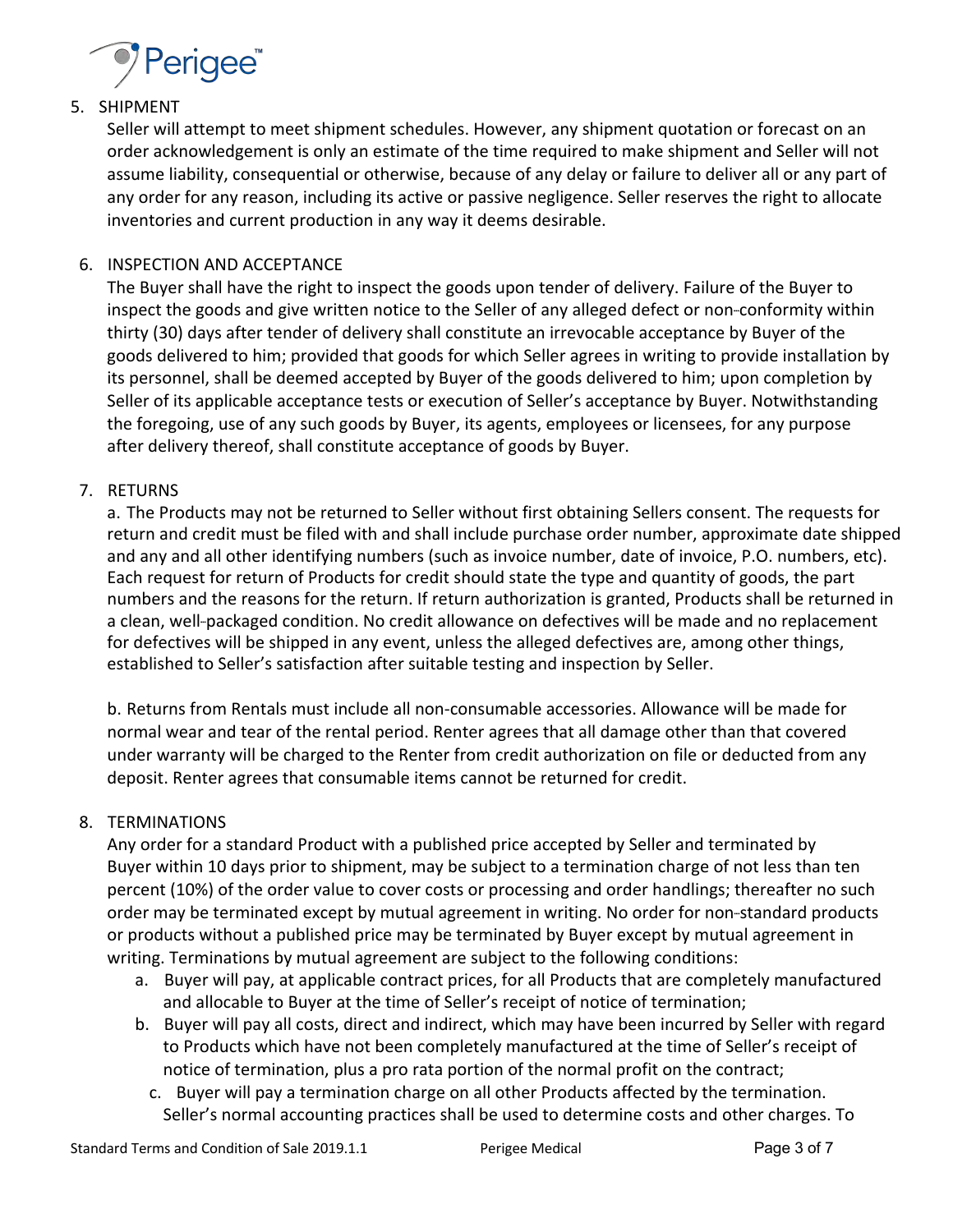## 5. SHIPMENT

Seller will attempt to meet shipment schedules. However, any shipment quotation or forecast on an order acknowledgement is only an estimate of the time required to make shipment and Seller will not assume liability, consequential or otherwise, because of any delay or failure to deliver all or any part of any order for any reason, including its active or passive negligence. Seller reserves the right to allocate inventories and current production in any way it deems desirable.

## 6. INSPECTION AND ACCEPTANCE

The Buyer shall have the right to inspect the goods upon tender of delivery. Failure of the Buyer to inspect the goods and give written notice to the Seller of any alleged defect or non-conformity within thirty (30) days after tender of delivery shall constitute an irrevocable acceptance by Buyer of the goods delivered to him; provided that goods for which Seller agrees in writing to provide installation by its personnel, shall be deemed accepted by Buyer of the goods delivered to him; upon completion by Seller of its applicable acceptance tests or execution of Seller's acceptance by Buyer. Notwithstanding the foregoing, use of any such goods by Buyer, its agents, employees or licensees, for any purpose after delivery thereof, shall constitute acceptance of goods by Buyer.

## 7. RETURNS

a. The Products may not be returned to Seller without first obtaining Sellers consent. The requests for return and credit must be filed with and shall include purchase order number, approximate date shipped and any and all other identifying numbers (such as invoice number, date of invoice, P.O. numbers, etc). Each request for return of Products for credit should state the type and quantity of goods, the part numbers and the reasons for the return. If return authorization is granted, Products shall be returned in a clean, well-packaged condition. No credit allowance on defectives will be made and no replacement for defectives will be shipped in any event, unless the alleged defectives are, among other things, established to Seller's satisfaction after suitable testing and inspection by Seller.

b. Returns from Rentals must include all non-consumable accessories. Allowance will be made for normal wear and tear of the rental period. Renter agrees that all damage other than that covered under warranty will be charged to the Renter from credit authorization on file or deducted from any deposit. Renter agrees that consumable items cannot be returned for credit.

## 8. TERMINATIONS

Any order for a standard Product with a published price accepted by Seller and terminated by Buyer within 10 days prior to shipment, may be subject to a termination charge of not less than ten percent (10%) of the order value to cover costs or processing and order handlings; thereafter no such order may be terminated except by mutual agreement in writing. No order for non-standard products or products without a published price may be terminated by Buyer except by mutual agreement in writing. Terminations by mutual agreement are subject to the following conditions:

a. Buyer will pay, at applicable contract prices, for all Products that are completely manufactured and allocable to Buyer at the time of Seller's receipt of notice of termination;
b. Buyer will pay all costs, direct and indirect, which may have been incurred by Seller with regard to Products which have not been completely manufactured at the time of Seller's receipt of notice of termination, plus a pro rata portion of the normal profit on the contract;
c. Buyer will pay a termination charge on all other Products affected by the termination. Seller's normal accounting practices shall be used to determine costs and other charges. To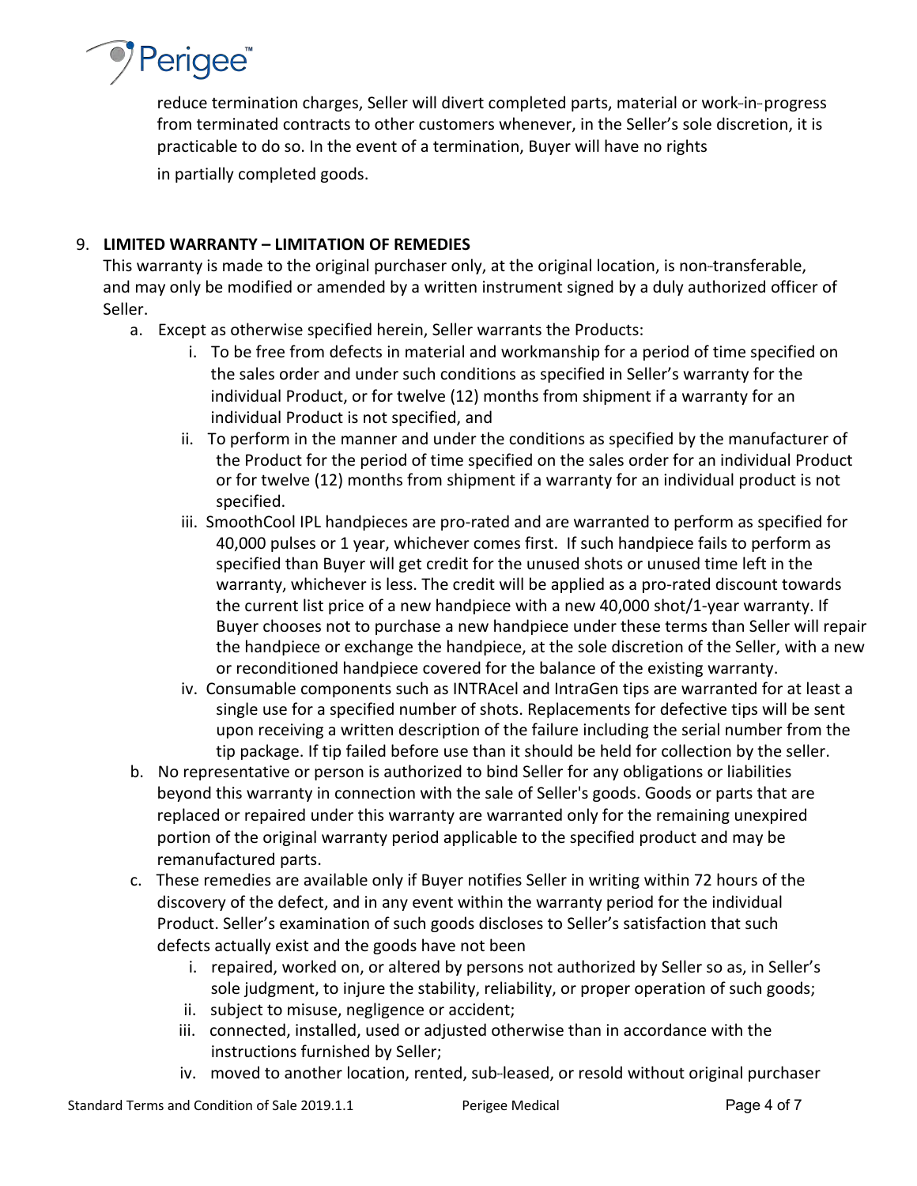reduce termination charges, Seller will divert completed parts, material or work-in-progress from terminated contracts to other customers whenever, in the Seller's sole discretion, it is practicable to do so. In the event of a termination, Buyer will have no rights in partially completed goods.

9. **LIMITED WARRANTY – LIMITATION OF REMEDIES**
   This warranty is made to the original purchaser only, at the original location, is non-transferable, and may only be modified or amended by a written instrument signed by a duly authorized officer of Seller.
   a. Except as otherwise specified herein, Seller warrants the Products:
      i. To be free from defects in material and workmanship for a period of time specified on the sales order and under such conditions as specified in Seller's warranty for the individual Product, or for twelve (12) months from shipment if a warranty for an individual Product is not specified, and
      ii. To perform in the manner and under the conditions as specified by the manufacturer of the Product for the period of time specified on the sales order for an individual Product or for twelve (12) months from shipment if a warranty for an individual product is not specified.
      iii. SmoothCool IPL handpieces are pro-rated and are warranted to perform as specified for 40,000 pulses or 1 year, whichever comes first. If such handpiece fails to perform as specified than Buyer will get credit for the unused shots or unused time left in the warranty, whichever is less. The credit will be applied as a pro-rated discount towards the current list price of a new handpiece with a new 40,000 shot/1-year warranty. If Buyer chooses not to purchase a new handpiece under these terms than Seller will repair the handpiece or exchange the handpiece, at the sole discretion of the Seller, with a new or reconditioned handpiece covered for the balance of the existing warranty.
      iv. Consumable components such as INTRAcel and IntraGen tips are warranted for at least a single use for a specified number of shots. Replacements for defective tips will be sent upon receiving a written description of the failure including the serial number from the tip package. If tip failed before use than it should be held for collection by the seller.
   b. No representative or person is authorized to bind Seller for any obligations or liabilities beyond this warranty in connection with the sale of Seller's goods. Goods or parts that are replaced or repaired under this warranty are warranted only for the remaining unexpired portion of the original warranty period applicable to the specified product and may be remanufactured parts.
   c. These remedies are available only if Buyer notifies Seller in writing within 72 hours of the discovery of the defect, and in any event within the warranty period for the individual Product. Seller's examination of such goods discloses to Seller's satisfaction that such defects actually exist and the goods have not been
      i. repaired, worked on, or altered by persons not authorized by Seller so as, in Seller's sole judgment, to injure the stability, reliability, or proper operation of such goods;
      ii. subject to misuse, negligence or accident;
      iii. connected, installed, used or adjusted otherwise than in accordance with the instructions furnished by Seller;
      iv. moved to another location, rented, sub-leased, or resold without original purchaser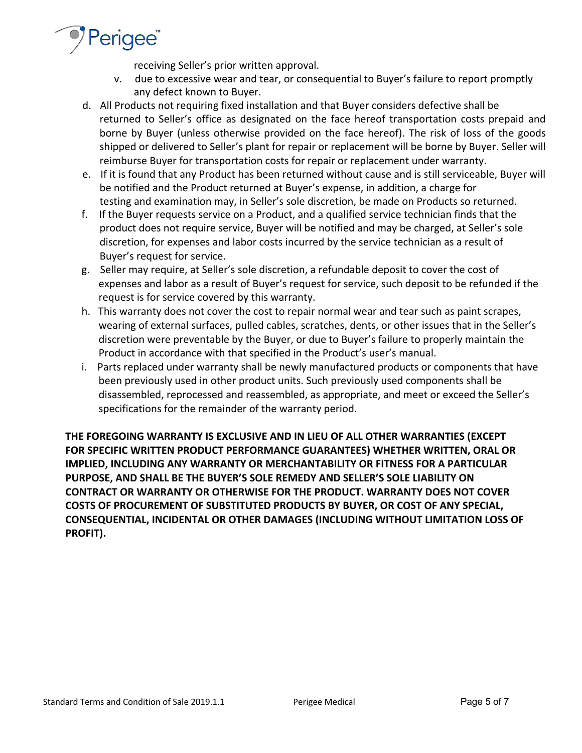receiving Seller's prior written approval.

v. due to excessive wear and tear, or consequential to Buyer's failure to report promptly any defect known to Buyer.

d. All Products not requiring fixed installation and that Buyer considers defective shall be returned to Seller's office as designated on the face hereof transportation costs prepaid and borne by Buyer (unless otherwise provided on the face hereof). The risk of loss of the goods shipped or delivered to Seller's plant for repair or replacement will be borne by Buyer. Seller will reimburse Buyer for transportation costs for repair or replacement under warranty.

e. If it is found that any Product has been returned without cause and is still serviceable, Buyer will be notified and the Product returned at Buyer's expense, in addition, a charge for testing and examination may, in Seller's sole discretion, be made on Products so returned.

f. If the Buyer requests service on a Product, and a qualified service technician finds that the product does not require service, Buyer will be notified and may be charged, at Seller's sole discretion, for expenses and labor costs incurred by the service technician as a result of Buyer's request for service.

g. Seller may require, at Seller's sole discretion, a refundable deposit to cover the cost of expenses and labor as a result of Buyer's request for service, such deposit to be refunded if the request is for service covered by this warranty.

h. This warranty does not cover the cost to repair normal wear and tear such as paint scrapes, wearing of external surfaces, pulled cables, scratches, dents, or other issues that in the Seller's discretion were preventable by the Buyer, or due to Buyer's failure to properly maintain the Product in accordance with that specified in the Product's user's manual.

i. Parts replaced under warranty shall be newly manufactured products or components that have been previously used in other product units. Such previously used components shall be disassembled, reprocessed and reassembled, as appropriate, and meet or exceed the Seller's specifications for the remainder of the warranty period.

**THE FOREGOING WARRANTY IS EXCLUSIVE AND IN LIEU OF ALL OTHER WARRANTIES (EXCEPT FOR SPECIFIC WRITTEN PRODUCT PERFORMANCE GUARANTEES) WHETHER WRITTEN, ORAL OR IMPLIED, INCLUDING ANY WARRANTY OR MERCHANTABILITY OR FITNESS FOR A PARTICULAR PURPOSE, AND SHALL BE THE BUYER'S SOLE REMEDY AND SELLER'S SOLE LIABILITY ON CONTRACT OR WARRANTY OR OTHERWISE FOR THE PRODUCT. WARRANTY DOES NOT COVER COSTS OF PROCUREMENT OF SUBSTITUTED PRODUCTS BY BUYER, OR COST OF ANY SPECIAL, CONSEQUENTIAL, INCIDENTAL OR OTHER DAMAGES (INCLUDING WITHOUT LIMITATION LOSS OF PROFIT).**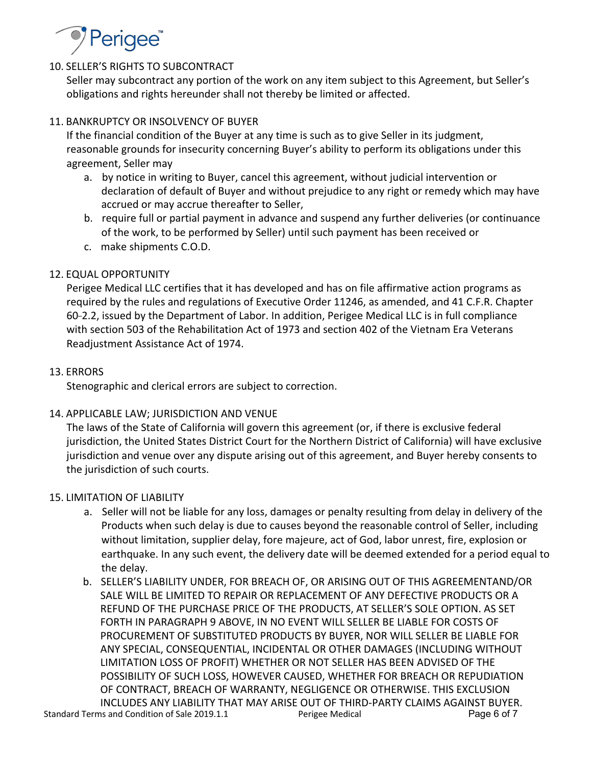10. SELLER'S RIGHTS TO SUBCONTRACT
   Seller may subcontract any portion of the work on any item subject to this Agreement, but Seller's obligations and rights hereunder shall not thereby be limited or affected.

11. BANKRUPTCY OR INSOLVENCY OF BUYER
   If the financial condition of the Buyer at any time is such as to give Seller in its judgment, reasonable grounds for insecurity concerning Buyer's ability to perform its obligations under this agreement, Seller may
   a. by notice in writing to Buyer, cancel this agreement, without judicial intervention or declaration of default of Buyer and without prejudice to any right or remedy which may have accrued or may accrue thereafter to Seller,
   b. require full or partial payment in advance and suspend any further deliveries (or continuance of the work, to be performed by Seller) until such payment has been received or
   c. make shipments C.O.D.

12. EQUAL OPPORTUNITY
   Perigee Medical LLC certifies that it has developed and has on file affirmative action programs as required by the rules and regulations of Executive Order 11246, as amended, and 41 C.F.R. Chapter 60-2.2, issued by the Department of Labor. In addition, Perigee Medical LLC is in full compliance with section 503 of the Rehabilitation Act of 1973 and section 402 of the Vietnam Era Veterans Readjustment Assistance Act of 1974.

13. ERRORS
   Stenographic and clerical errors are subject to correction.

14. APPLICABLE LAW; JURISDICTION AND VENUE
   The laws of the State of California will govern this agreement (or, if there is exclusive federal jurisdiction, the United States District Court for the Northern District of California) will have exclusive jurisdiction and venue over any dispute arising out of this agreement, and Buyer hereby consents to the jurisdiction of such courts.

15. LIMITATION OF LIABILITY
   a. Seller will not be liable for any loss, damages or penalty resulting from delay in delivery of the Products when such delay is due to causes beyond the reasonable control of Seller, including without limitation, supplier delay, fore majeure, act of God, labor unrest, fire, explosion or earthquake. In any such event, the delivery date will be deemed extended for a period equal to the delay.
   b. SELLER'S LIABILITY UNDER, FOR BREACH OF, OR ARISING OUT OF THIS AGREEMENTAND/OR SALE WILL BE LIMITED TO REPAIR OR REPLACEMENT OF ANY DEFECTIVE PRODUCTS OR A REFUND OF THE PURCHASE PRICE OF THE PRODUCTS, AT SELLER'S SOLE OPTION. AS SET FORTH IN PARAGRAPH 9 ABOVE, IN NO EVENT WILL SELLER BE LIABLE FOR COSTS OF PROCUREMENT OF SUBSTITUTED PRODUCTS BY BUYER, NOR WILL SELLER BE LIABLE FOR ANY SPECIAL, CONSEQUENTIAL, INCIDENTAL OR OTHER DAMAGES (INCLUDING WITHOUT LIMITATION LOSS OF PROFIT) WHETHER OR NOT SELLER HAS BEEN ADVISED OF THE POSSIBILITY OF SUCH LOSS, HOWEVER CAUSED, WHETHER FOR BREACH OR REPUDIATION OF CONTRACT, BREACH OF WARRANTY, NEGLIGENCE OR OTHERWISE. THIS EXCLUSION INCLUDES ANY LIABILITY THAT MAY ARISE OUT OF THIRD-PARTY CLAIMS AGAINST BUYER.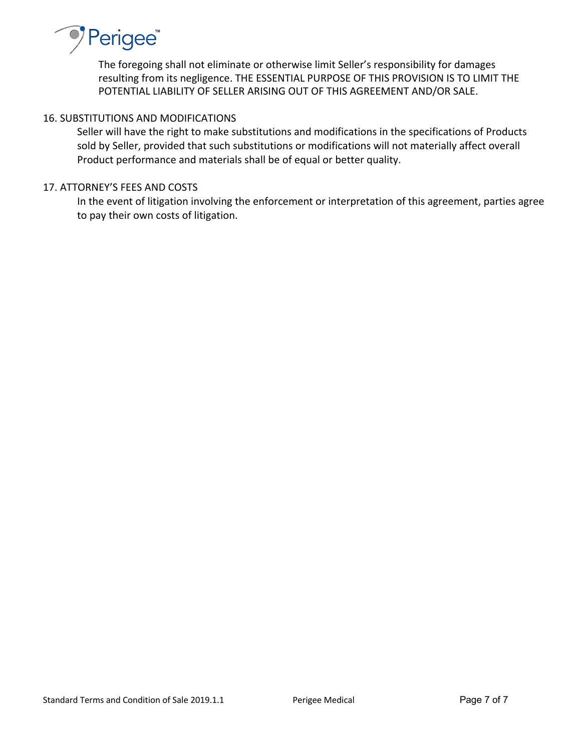The foregoing shall not eliminate or otherwise limit Seller's responsibility for damages resulting from its negligence. THE ESSENTIAL PURPOSE OF THIS PROVISION IS TO LIMIT THE POTENTIAL LIABILITY OF SELLER ARISING OUT OF THIS AGREEMENT AND/OR SALE.

## 16. SUBSTITUTIONS AND MODIFICATIONS

Seller will have the right to make substitutions and modifications in the specifications of Products sold by Seller, provided that such substitutions or modifications will not materially affect overall Product performance and materials shall be of equal or better quality.

## 17. ATTORNEY'S FEES AND COSTS

In the event of litigation involving the enforcement or interpretation of this agreement, parties agree to pay their own costs of litigation.